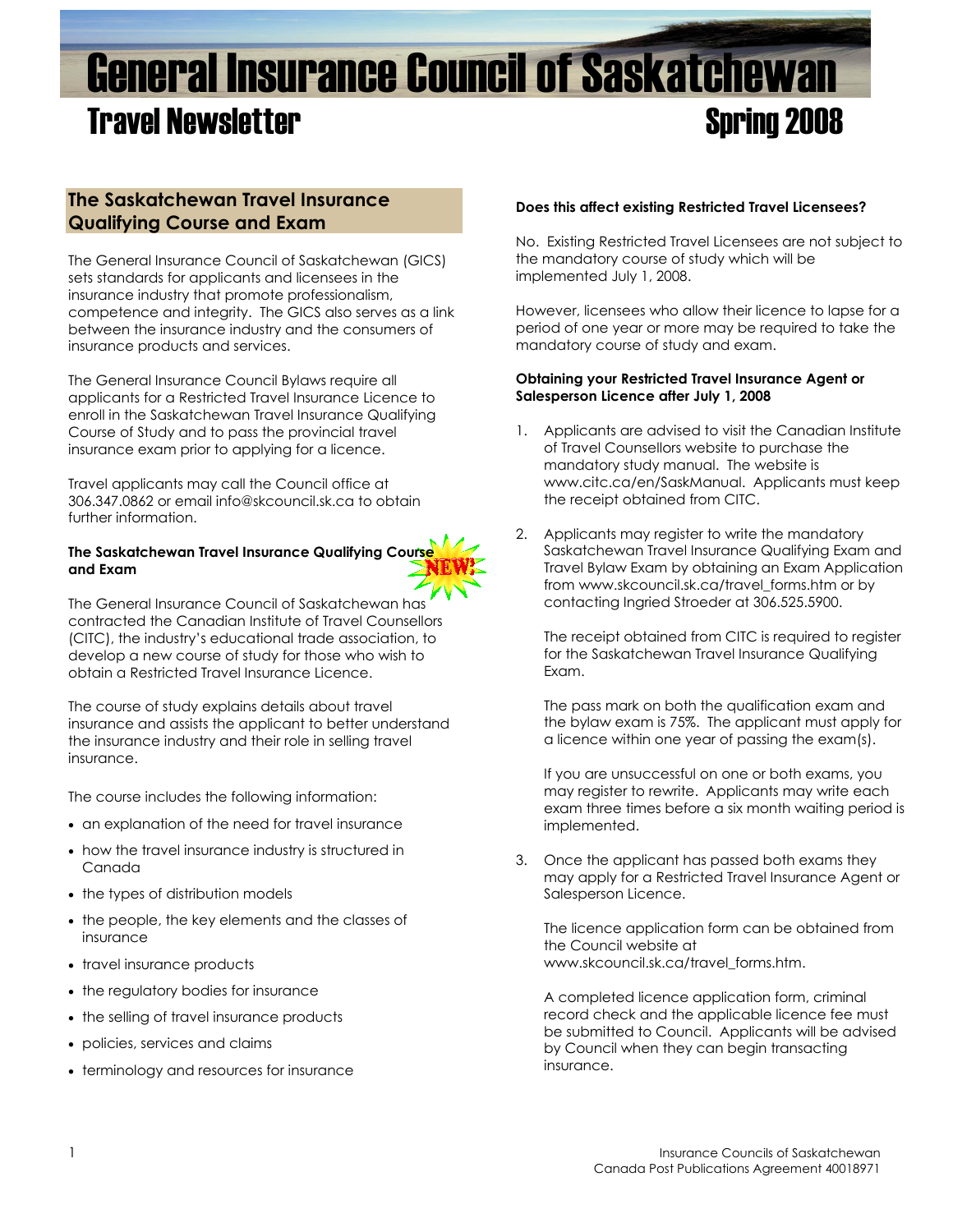# General Insurance Council of Saskatchewan

## Travel Newsletter — Spring 2008

## The Saskatchewan Travel Insurance Qualifying Course and Exam

The General Insurance Council of Saskatchewan (GICS) sets standards for applicants and licensees in the insurance industry that promote professionalism, competence and integrity. The GICS also serves as a link between the insurance industry and the consumers of insurance products and services.

The General Insurance Council Bylaws require all applicants for a Restricted Travel Insurance Licence to enroll in the Saskatchewan Travel Insurance Qualifying Course of Study and to pass the provincial travel insurance exam prior to applying for a licence.

Travel applicants may call the Council office at 306.347.0862 or email info@skcouncil.sk.ca to obtain further information.

**The Saskatchewan Travel Insurance Qualifying Course and Exam** NEW!

The General Insurance Council of Saskatchewan has contracted the Canadian Institute of Travel Counsellors (CITC), the industry's educational trade association, to develop a new course of study for those who wish to obtain a Restricted Travel Insurance Licence.

The course of study explains details about travel insurance and assists the applicant to better understand the insurance industry and their role in selling travel insurance.

The course includes the following information:

- an explanation of the need for travel insurance
- how the travel insurance industry is structured in Canada
- the types of distribution models
- the people, the key elements and the classes of insurance
- travel insurance products
- the regulatory bodies for insurance
- the selling of travel insurance products
- policies, services and claims
- terminology and resources for insurance

**Does this affect existing Restricted Travel Licensees?**

No. Existing Restricted Travel Licensees are not subject to the mandatory course of study which will be implemented July 1, 2008.

However, licensees who allow their licence to lapse for a period of one year or more may be required to take the mandatory course of study and exam.

**Obtaining your Restricted Travel Insurance Agent or Salesperson Licence after July 1, 2008**

1. Applicants are advised to visit the Canadian Institute of Travel Counsellors website to purchase the mandatory study manual. The website is www.citc.ca/en/SaskManual. Applicants must keep the receipt obtained from CITC.

2. Applicants may register to write the mandatory Saskatchewan Travel Insurance Qualifying Exam and Travel Bylaw Exam by obtaining an Exam Application from www.skcouncil.sk.ca/travel_forms.htm or by contacting Ingried Stroeder at 306.525.5900.

   The receipt obtained from CITC is required to register for the Saskatchewan Travel Insurance Qualifying Exam.

   The pass mark on both the qualification exam and the bylaw exam is 75%. The applicant must apply for a licence within one year of passing the exam(s).

   If you are unsuccessful on one or both exams, you may register to rewrite. Applicants may write each exam three times before a six month waiting period is implemented.

3. Once the applicant has passed both exams they may apply for a Restricted Travel Insurance Agent or Salesperson Licence.

   The licence application form can be obtained from the Council website at www.skcouncil.sk.ca/travel_forms.htm.

   A completed licence application form, criminal record check and the applicable licence fee must be submitted to Council. Applicants will be advised by Council when they can begin transacting insurance.

Insurance Councils of Saskatchewan
Canada Post Publications Agreement 40018971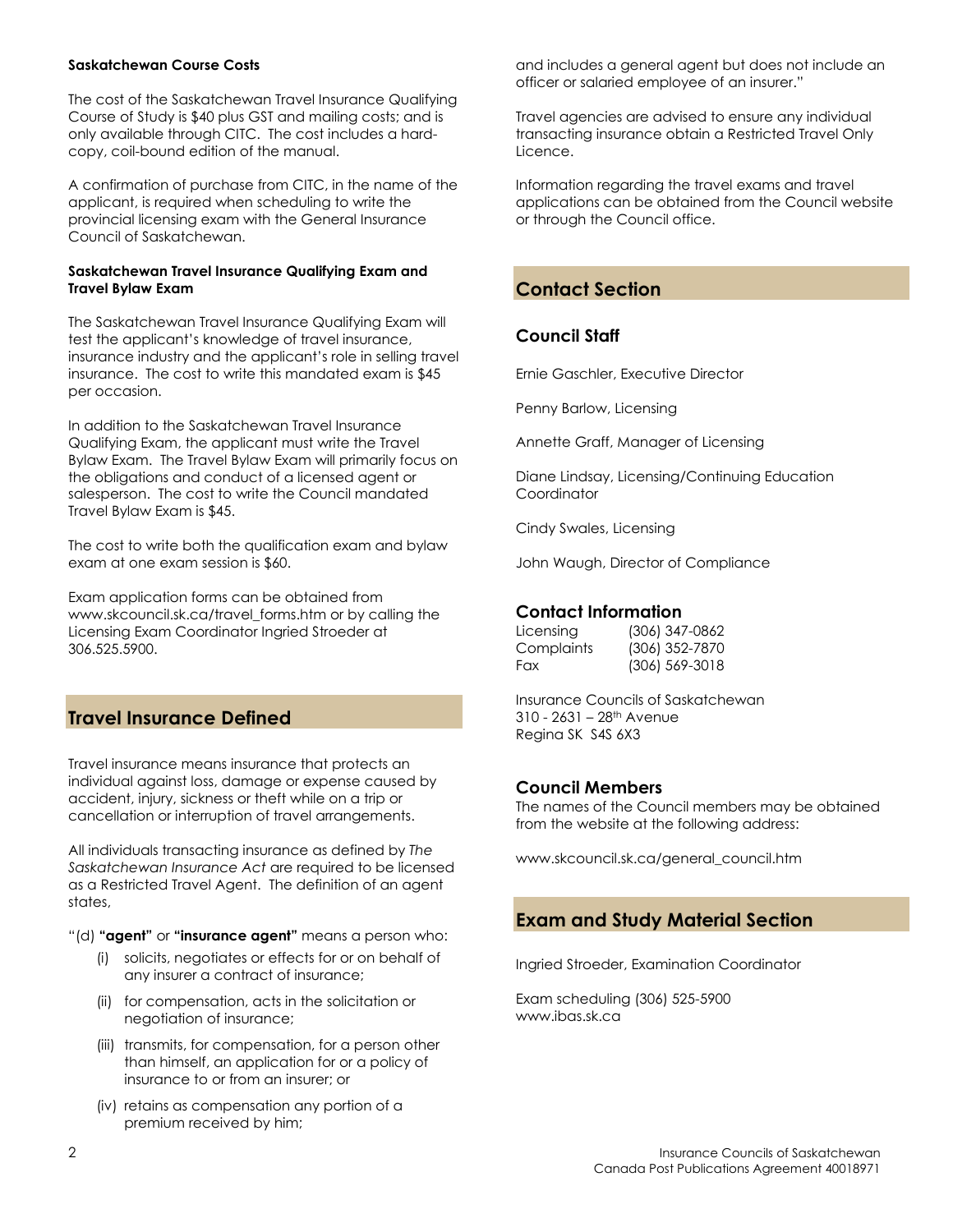#### Saskatchewan Course Costs

The cost of the Saskatchewan Travel Insurance Qualifying Course of Study is $40 plus GST and mailing costs; and is only available through CITC. The cost includes a hard-copy, coil-bound edition of the manual.

A confirmation of purchase from CITC, in the name of the applicant, is required when scheduling to write the provincial licensing exam with the General Insurance Council of Saskatchewan.

#### Saskatchewan Travel Insurance Qualifying Exam and Travel Bylaw Exam

The Saskatchewan Travel Insurance Qualifying Exam will test the applicant's knowledge of travel insurance, insurance industry and the applicant's role in selling travel insurance. The cost to write this mandated exam is $45 per occasion.

In addition to the Saskatchewan Travel Insurance Qualifying Exam, the applicant must write the Travel Bylaw Exam. The Travel Bylaw Exam will primarily focus on the obligations and conduct of a licensed agent or salesperson. The cost to write the Council mandated Travel Bylaw Exam is $45.

The cost to write both the qualification exam and bylaw exam at one exam session is $60.

Exam application forms can be obtained from www.skcouncil.sk.ca/travel_forms.htm or by calling the Licensing Exam Coordinator Ingried Stroeder at 306.525.5900.

## Travel Insurance Defined

Travel insurance means insurance that protects an individual against loss, damage or expense caused by accident, injury, sickness or theft while on a trip or cancellation or interruption of travel arrangements.

All individuals transacting insurance as defined by *The Saskatchewan Insurance Act* are required to be licensed as a Restricted Travel Agent. The definition of an agent states,

"(d) **"agent"** or **"insurance agent"** means a person who:

- (i) solicits, negotiates or effects for or on behalf of any insurer a contract of insurance;
- (ii) for compensation, acts in the solicitation or negotiation of insurance;
- (iii) transmits, for compensation, for a person other than himself, an application for or a policy of insurance to or from an insurer; or
- (iv) retains as compensation any portion of a premium received by him;

and includes a general agent but does not include an officer or salaried employee of an insurer."

Travel agencies are advised to ensure any individual transacting insurance obtain a Restricted Travel Only Licence.

Information regarding the travel exams and travel applications can be obtained from the Council website or through the Council office.

## Contact Section

### Council Staff

Ernie Gaschler, Executive Director

Penny Barlow, Licensing

Annette Graff, Manager of Licensing

Diane Lindsay, Licensing/Continuing Education Coordinator

Cindy Swales, Licensing

John Waugh, Director of Compliance

### Contact Information

| | |
|---|---|
| Licensing | (306) 347-0862 |
| Complaints | (306) 352-7870 |
| Fax | (306) 569-3018 |

Insurance Councils of Saskatchewan
310 - 2631 – 28th Avenue
Regina SK S4S 6X3

### Council Members

The names of the Council members may be obtained from the website at the following address:

www.skcouncil.sk.ca/general_council.htm

## Exam and Study Material Section

Ingried Stroeder, Examination Coordinator

Exam scheduling (306) 525-5900
www.ibas.sk.ca